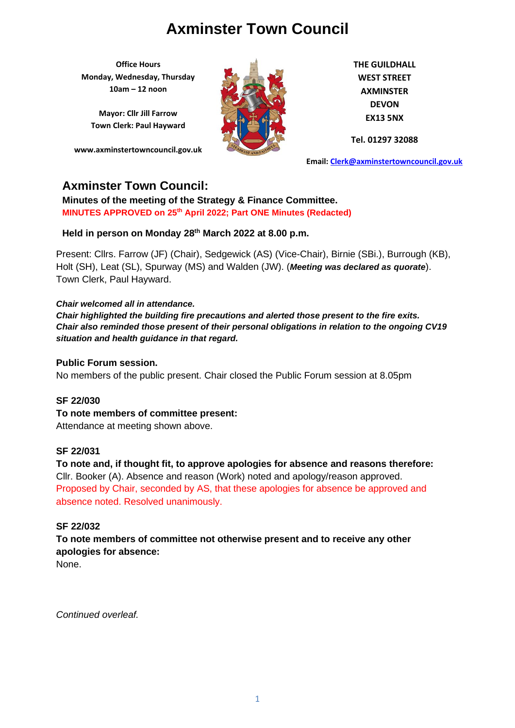# Axminster Town Council

**Office Hours**
**Monday, Wednesday, Thursday**
**10am – 12 noon**

**Mayor: Cllr Jill Farrow**
**Town Clerk: Paul Hayward**

**www.axminstertowncouncil.gov.uk**

**THE GUILDHALL**
**WEST STREET**
**AXMINSTER**
**DEVON**
**EX13 5NX**

**Tel. 01297 32088**

**Email: Clerk@axminstertowncouncil.gov.uk**

## Axminster Town Council:

**Minutes of the meeting of the Strategy & Finance Committee.**
**MINUTES APPROVED on 25th April 2022; Part ONE Minutes (Redacted)**

**Held in person on Monday 28th March 2022 at 8.00 p.m.**

Present: Cllrs. Farrow (JF) (Chair), Sedgewick (AS) (Vice-Chair), Birnie (SBi.), Burrough (KB), Holt (SH), Leat (SL), Spurway (MS) and Walden (JW). (***Meeting was declared as quorate***). Town Clerk, Paul Hayward.

***Chair welcomed all in attendance.***
***Chair highlighted the building fire precautions and alerted those present to the fire exits.***
***Chair also reminded those present of their personal obligations in relation to the ongoing CV19 situation and health guidance in that regard.***

**Public Forum session.**
No members of the public present. Chair closed the Public Forum session at 8.05pm

**SF 22/030**
**To note members of committee present:**
Attendance at meeting shown above.

**SF 22/031**
**To note and, if thought fit, to approve apologies for absence and reasons therefore:**
Cllr. Booker (A). Absence and reason (Work) noted and apology/reason approved.
Proposed by Chair, seconded by AS, that these apologies for absence be approved and absence noted. Resolved unanimously.

**SF 22/032**
**To note members of committee not otherwise present and to receive any other apologies for absence:**
None.

*Continued overleaf.*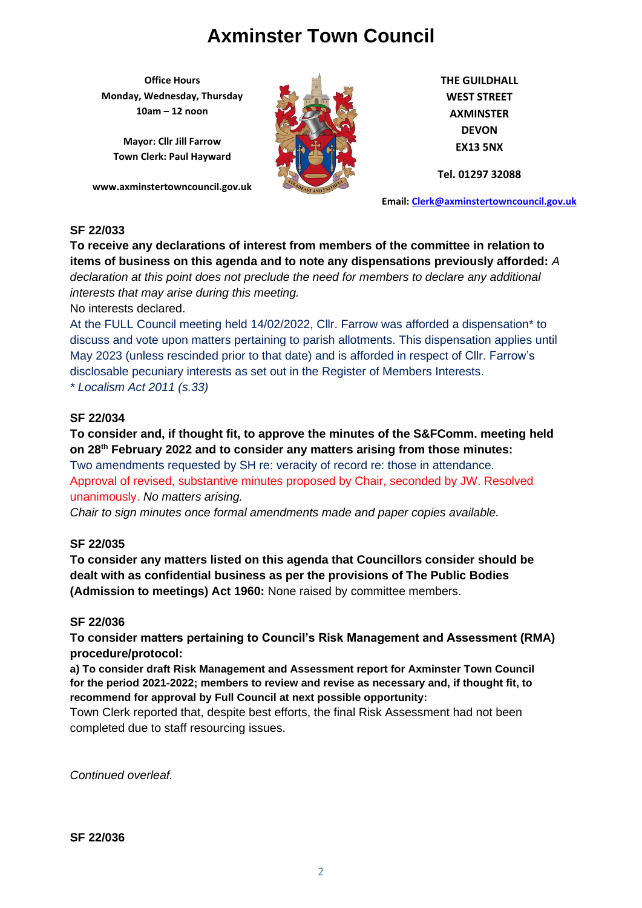# Axminster Town Council

**Office Hours**
**Monday, Wednesday, Thursday**
**10am – 12 noon**

**Mayor: Cllr Jill Farrow**
**Town Clerk: Paul Hayward**

**www.axminstertowncouncil.gov.uk**

**THE GUILDHALL**
**WEST STREET**
**AXMINSTER**
**DEVON**
**EX13 5NX**

**Tel. 01297 32088**

**Email: Clerk@axminstertowncouncil.gov.uk**

**SF 22/033**

**To receive any declarations of interest from members of the committee in relation to items of business on this agenda and to note any dispensations previously afforded:** *A declaration at this point does not preclude the need for members to declare any additional interests that may arise during this meeting.*

No interests declared.

At the FULL Council meeting held 14/02/2022, Cllr. Farrow was afforded a dispensation* to discuss and vote upon matters pertaining to parish allotments. This dispensation applies until May 2023 (unless rescinded prior to that date) and is afforded in respect of Cllr. Farrow's disclosable pecuniary interests as set out in the Register of Members Interests.

*\* Localism Act 2011 (s.33)*

**SF 22/034**

**To consider and, if thought fit, to approve the minutes of the S&FComm. meeting held on 28th February 2022 and to consider any matters arising from those minutes:**

Two amendments requested by SH re: veracity of record re: those in attendance.

Approval of revised, substantive minutes proposed by Chair, seconded by JW. Resolved unanimously. *No matters arising.*

*Chair to sign minutes once formal amendments made and paper copies available.*

**SF 22/035**

**To consider any matters listed on this agenda that Councillors consider should be dealt with as confidential business as per the provisions of The Public Bodies (Admission to meetings) Act 1960:** None raised by committee members.

**SF 22/036**

**To consider matters pertaining to Council's Risk Management and Assessment (RMA) procedure/protocol:**

**a) To consider draft Risk Management and Assessment report for Axminster Town Council for the period 2021-2022; members to review and revise as necessary and, if thought fit, to recommend for approval by Full Council at next possible opportunity:**

Town Clerk reported that, despite best efforts, the final Risk Assessment had not been completed due to staff resourcing issues.

*Continued overleaf.*

**SF 22/036**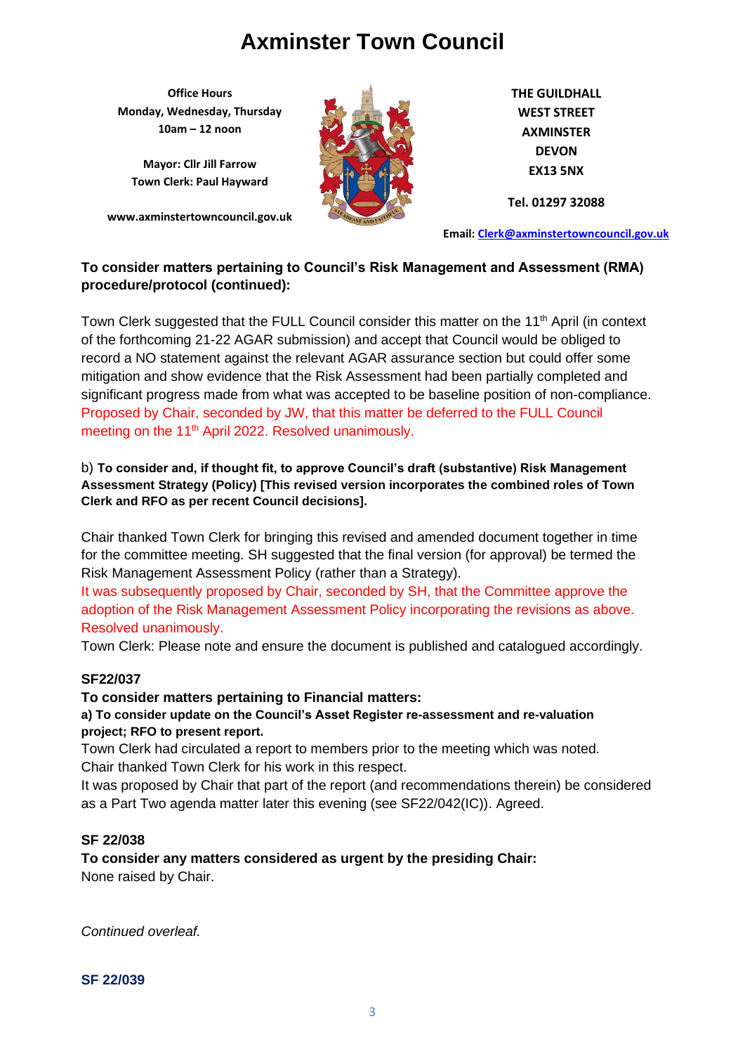# Axminster Town Council

**Office Hours**
**Monday, Wednesday, Thursday**
**10am – 12 noon**

**Mayor: Cllr Jill Farrow**
**Town Clerk: Paul Hayward**

**www.axminstertowncouncil.gov.uk**

**THE GUILDHALL**
**WEST STREET**
**AXMINSTER**
**DEVON**
**EX13 5NX**

**Tel. 01297 32088**

**Email: Clerk@axminstertowncouncil.gov.uk**

**To consider matters pertaining to Council's Risk Management and Assessment (RMA) procedure/protocol (continued):**

Town Clerk suggested that the FULL Council consider this matter on the 11th April (in context of the forthcoming 21-22 AGAR submission) and accept that Council would be obliged to record a NO statement against the relevant AGAR assurance section but could offer some mitigation and show evidence that the Risk Assessment had been partially completed and significant progress made from what was accepted to be baseline position of non-compliance. Proposed by Chair, seconded by JW, that this matter be deferred to the FULL Council meeting on the 11th April 2022. Resolved unanimously.

b) **To consider and, if thought fit, to approve Council's draft (substantive) Risk Management Assessment Strategy (Policy) [This revised version incorporates the combined roles of Town Clerk and RFO as per recent Council decisions].**

Chair thanked Town Clerk for bringing this revised and amended document together in time for the committee meeting. SH suggested that the final version (for approval) be termed the Risk Management Assessment Policy (rather than a Strategy).
It was subsequently proposed by Chair, seconded by SH, that the Committee approve the adoption of the Risk Management Assessment Policy incorporating the revisions as above. Resolved unanimously.
Town Clerk: Please note and ensure the document is published and catalogued accordingly.

**SF22/037**

**To consider matters pertaining to Financial matters:**

**a) To consider update on the Council's Asset Register re-assessment and re-valuation project; RFO to present report.**

Town Clerk had circulated a report to members prior to the meeting which was noted.
Chair thanked Town Clerk for his work in this respect.
It was proposed by Chair that part of the report (and recommendations therein) be considered as a Part Two agenda matter later this evening (see SF22/042(IC)). Agreed.

**SF 22/038**

**To consider any matters considered as urgent by the presiding Chair:**
None raised by Chair.

*Continued overleaf.*

**SF 22/039**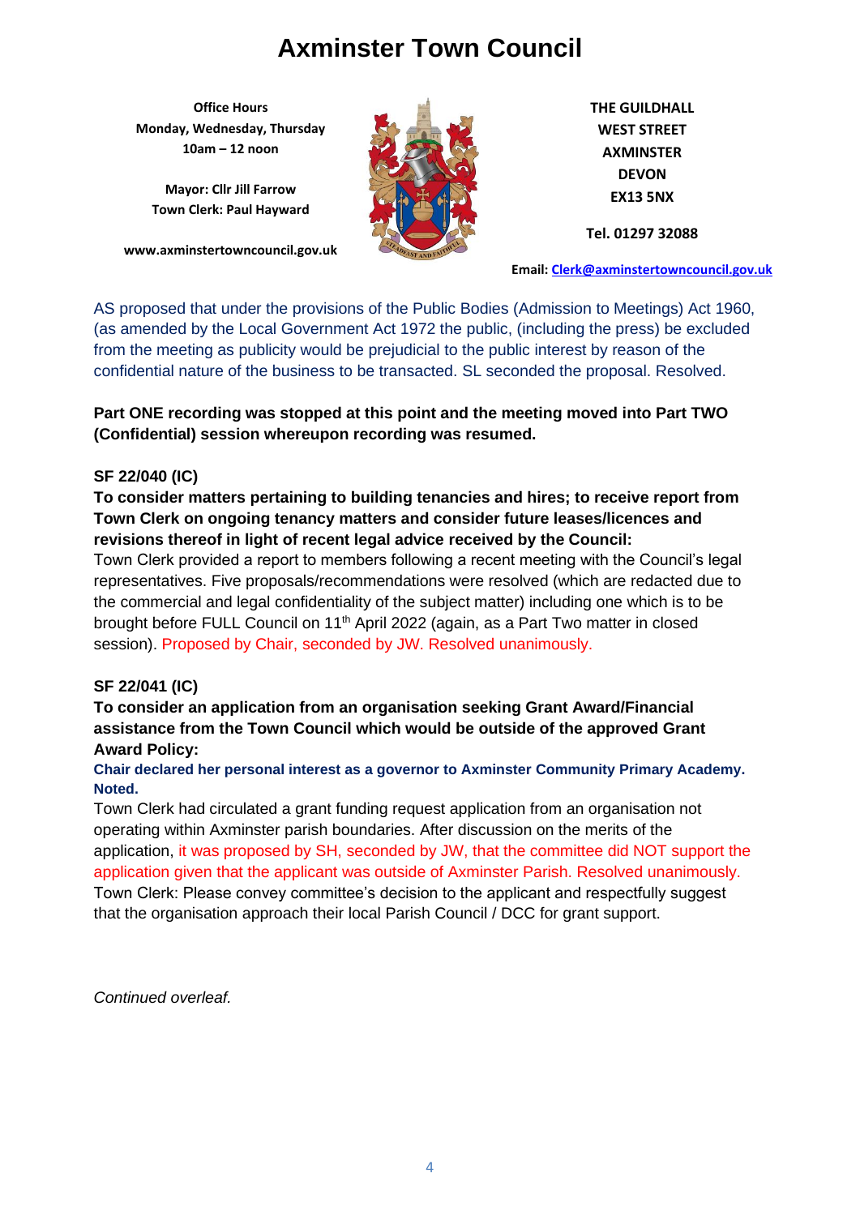# Axminster Town Council

**Office Hours**
**Monday, Wednesday, Thursday**
**10am – 12 noon**

**Mayor: Cllr Jill Farrow**
**Town Clerk: Paul Hayward**

**www.axminstertowncouncil.gov.uk**

**THE GUILDHALL**
**WEST STREET**
**AXMINSTER**
**DEVON**
**EX13 5NX**

**Tel. 01297 32088**

**Email: Clerk@axminstertowncouncil.gov.uk**

AS proposed that under the provisions of the Public Bodies (Admission to Meetings) Act 1960, (as amended by the Local Government Act 1972 the public, (including the press) be excluded from the meeting as publicity would be prejudicial to the public interest by reason of the confidential nature of the business to be transacted. SL seconded the proposal. Resolved.

**Part ONE recording was stopped at this point and the meeting moved into Part TWO (Confidential) session whereupon recording was resumed.**

**SF 22/040 (IC)**

**To consider matters pertaining to building tenancies and hires; to receive report from Town Clerk on ongoing tenancy matters and consider future leases/licences and revisions thereof in light of recent legal advice received by the Council:**

Town Clerk provided a report to members following a recent meeting with the Council's legal representatives. Five proposals/recommendations were resolved (which are redacted due to the commercial and legal confidentiality of the subject matter) including one which is to be brought before FULL Council on 11th April 2022 (again, as a Part Two matter in closed session). Proposed by Chair, seconded by JW. Resolved unanimously.

**SF 22/041 (IC)**

**To consider an application from an organisation seeking Grant Award/Financial assistance from the Town Council which would be outside of the approved Grant Award Policy:**

**Chair declared her personal interest as a governor to Axminster Community Primary Academy. Noted.**

Town Clerk had circulated a grant funding request application from an organisation not operating within Axminster parish boundaries. After discussion on the merits of the application, it was proposed by SH, seconded by JW, that the committee did NOT support the application given that the applicant was outside of Axminster Parish. Resolved unanimously. Town Clerk: Please convey committee's decision to the applicant and respectfully suggest that the organisation approach their local Parish Council / DCC for grant support.

*Continued overleaf.*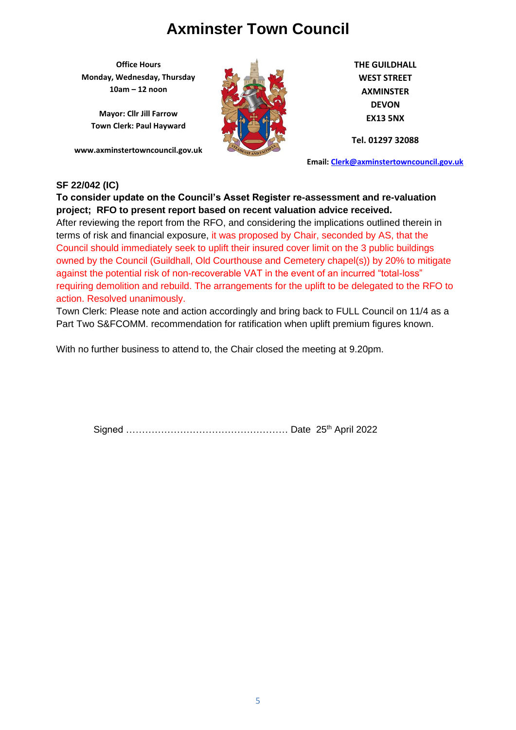# Axminster Town Council

**Office Hours**
**Monday, Wednesday, Thursday**
**10am – 12 noon**

**Mayor: Cllr Jill Farrow**
**Town Clerk: Paul Hayward**

**www.axminstertowncouncil.gov.uk**

**THE GUILDHALL**
**WEST STREET**
**AXMINSTER**
**DEVON**
**EX13 5NX**

**Tel. 01297 32088**

**Email: Clerk@axminstertowncouncil.gov.uk**

**SF 22/042 (IC)**

**To consider update on the Council's Asset Register re-assessment and re-valuation project; RFO to present report based on recent valuation advice received.**

After reviewing the report from the RFO, and considering the implications outlined therein in terms of risk and financial exposure, it was proposed by Chair, seconded by AS, that the Council should immediately seek to uplift their insured cover limit on the 3 public buildings owned by the Council (Guildhall, Old Courthouse and Cemetery chapel(s)) by 20% to mitigate against the potential risk of non-recoverable VAT in the event of an incurred "total-loss" requiring demolition and rebuild. The arrangements for the uplift to be delegated to the RFO to action. Resolved unanimously.

Town Clerk: Please note and action accordingly and bring back to FULL Council on 11/4 as a Part Two S&FCOMM. recommendation for ratification when uplift premium figures known.

With no further business to attend to, the Chair closed the meeting at 9.20pm.

Signed …………………………………………… Date 25th April 2022